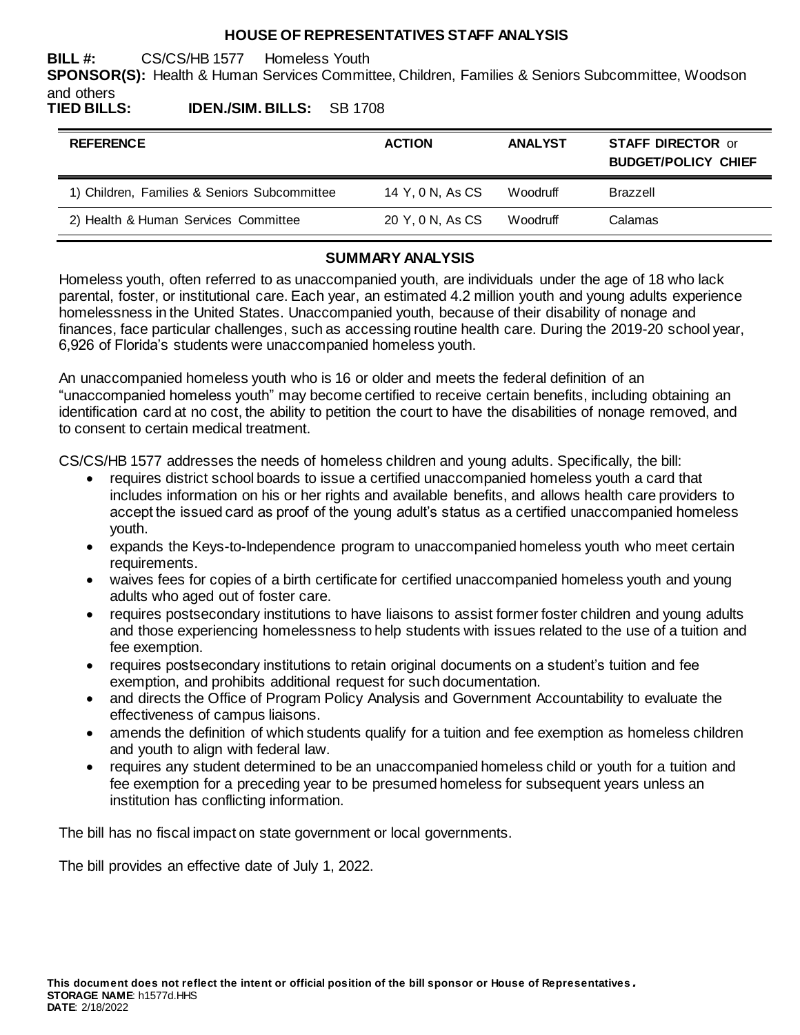# HOUSE OF REPRESENTATIVES STAFF ANALYSIS

**BILL #:** CS/CS/HB 1577 Homeless Youth

**SPONSOR(S):** Health & Human Services Committee, Children, Families & Seniors Subcommittee, Woodson and others

**TIED BILLS:** **IDEN./SIM. BILLS:** SB 1708

| REFERENCE | ACTION | ANALYST | STAFF DIRECTOR or BUDGET/POLICY CHIEF |
|---|---|---|---|
| 1) Children, Families & Seniors Subcommittee | 14 Y, 0 N, As CS | Woodruff | Brazzell |
| 2) Health & Human Services Committee | 20 Y, 0 N, As CS | Woodruff | Calamas |

## SUMMARY ANALYSIS

Homeless youth, often referred to as unaccompanied youth, are individuals under the age of 18 who lack parental, foster, or institutional care. Each year, an estimated 4.2 million youth and young adults experience homelessness in the United States. Unaccompanied youth, because of their disability of nonage and finances, face particular challenges, such as accessing routine health care. During the 2019-20 school year, 6,926 of Florida's students were unaccompanied homeless youth.

An unaccompanied homeless youth who is 16 or older and meets the federal definition of an "unaccompanied homeless youth" may become certified to receive certain benefits, including obtaining an identification card at no cost, the ability to petition the court to have the disabilities of nonage removed, and to consent to certain medical treatment.

CS/CS/HB 1577 addresses the needs of homeless children and young adults. Specifically, the bill:

- requires district school boards to issue a certified unaccompanied homeless youth a card that includes information on his or her rights and available benefits, and allows health care providers to accept the issued card as proof of the young adult's status as a certified unaccompanied homeless youth.
- expands the Keys-to-Independence program to unaccompanied homeless youth who meet certain requirements.
- waives fees for copies of a birth certificate for certified unaccompanied homeless youth and young adults who aged out of foster care.
- requires postsecondary institutions to have liaisons to assist former foster children and young adults and those experiencing homelessness to help students with issues related to the use of a tuition and fee exemption.
- requires postsecondary institutions to retain original documents on a student's tuition and fee exemption, and prohibits additional request for such documentation.
- and directs the Office of Program Policy Analysis and Government Accountability to evaluate the effectiveness of campus liaisons.
- amends the definition of which students qualify for a tuition and fee exemption as homeless children and youth to align with federal law.
- requires any student determined to be an unaccompanied homeless child or youth for a tuition and fee exemption for a preceding year to be presumed homeless for subsequent years unless an institution has conflicting information.

The bill has no fiscal impact on state government or local governments.

The bill provides an effective date of July 1, 2022.

**This document does not reflect the intent or official position of the bill sponsor or House of Representatives.**
**STORAGE NAME**: h1577d.HHS
**DATE**: 2/18/2022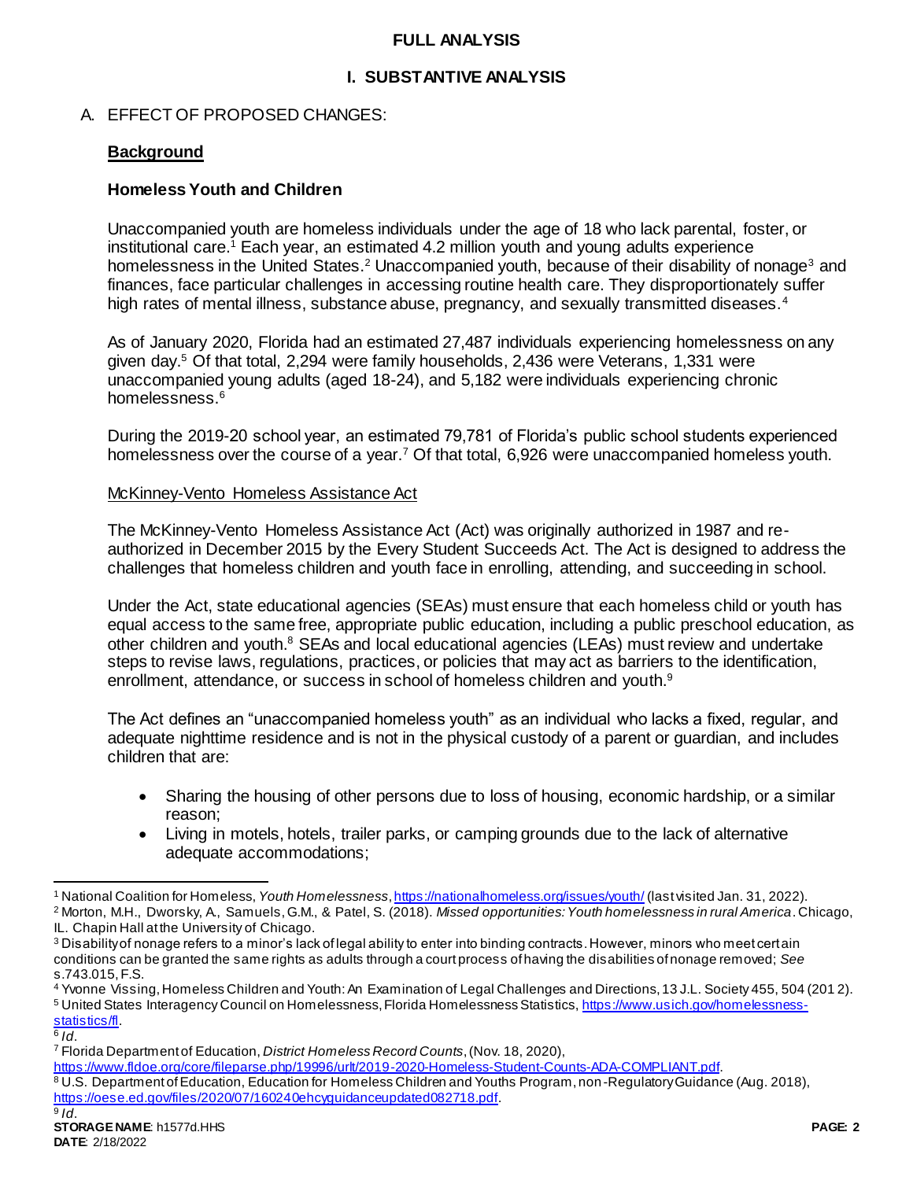# FULL ANALYSIS

## I. SUBSTANTIVE ANALYSIS

A. EFFECT OF PROPOSED CHANGES:

**Background**

### Homeless Youth and Children

Unaccompanied youth are homeless individuals under the age of 18 who lack parental, foster, or institutional care.[1] Each year, an estimated 4.2 million youth and young adults experience homelessness in the United States.[2] Unaccompanied youth, because of their disability of nonage[3] and finances, face particular challenges in accessing routine health care. They disproportionately suffer high rates of mental illness, substance abuse, pregnancy, and sexually transmitted diseases.[4]

As of January 2020, Florida had an estimated 27,487 individuals experiencing homelessness on any given day.[5] Of that total, 2,294 were family households, 2,436 were Veterans, 1,331 were unaccompanied young adults (aged 18-24), and 5,182 were individuals experiencing chronic homelessness.[6]

During the 2019-20 school year, an estimated 79,781 of Florida's public school students experienced homelessness over the course of a year.[7] Of that total, 6,926 were unaccompanied homeless youth.

McKinney-Vento Homeless Assistance Act

The McKinney-Vento Homeless Assistance Act (Act) was originally authorized in 1987 and re-authorized in December 2015 by the Every Student Succeeds Act. The Act is designed to address the challenges that homeless children and youth face in enrolling, attending, and succeeding in school.

Under the Act, state educational agencies (SEAs) must ensure that each homeless child or youth has equal access to the same free, appropriate public education, including a public preschool education, as other children and youth.[8] SEAs and local educational agencies (LEAs) must review and undertake steps to revise laws, regulations, practices, or policies that may act as barriers to the identification, enrollment, attendance, or success in school of homeless children and youth.[9]

The Act defines an "unaccompanied homeless youth" as an individual who lacks a fixed, regular, and adequate nighttime residence and is not in the physical custody of a parent or guardian, and includes children that are:

- Sharing the housing of other persons due to loss of housing, economic hardship, or a similar reason;
- Living in motels, hotels, trailer parks, or camping grounds due to the lack of alternative adequate accommodations;

---

[1] National Coalition for Homeless, *Youth Homelessness*, https://nationalhomeless.org/issues/youth/ (last visited Jan. 31, 2022).

[2] Morton, M.H., Dworsky, A., Samuels, G.M., & Patel, S. (2018). *Missed opportunities: Youth homelessness in rural America*. Chicago, IL. Chapin Hall at the University of Chicago.

[3] Disability of nonage refers to a minor's lack of legal ability to enter into binding contracts. However, minors who meet certain conditions can be granted the same rights as adults through a court process of having the disabilities of nonage removed; *See* s.743.015, F.S.

[4] Yvonne Vissing, Homeless Children and Youth: An Examination of Legal Challenges and Directions, 13 J.L. Society 455, 504 (2012).

[5] United States Interagency Council on Homelessness, Florida Homelessness Statistics, https://www.usich.gov/homelessness-statistics/fl.

[6] *Id*.

[7] Florida Department of Education, *District Homeless Record Counts*, (Nov. 18, 2020), https://www.fldoe.org/core/fileparse.php/19996/urlt/2019-2020-Homeless-Student-Counts-ADA-COMPLIANT.pdf.

[8] U.S. Department of Education, Education for Homeless Children and Youths Program, non-Regulatory Guidance (Aug. 2018), https://oese.ed.gov/files/2020/07/160240ehcyguidanceupdated082718.pdf.

[9] *Id*.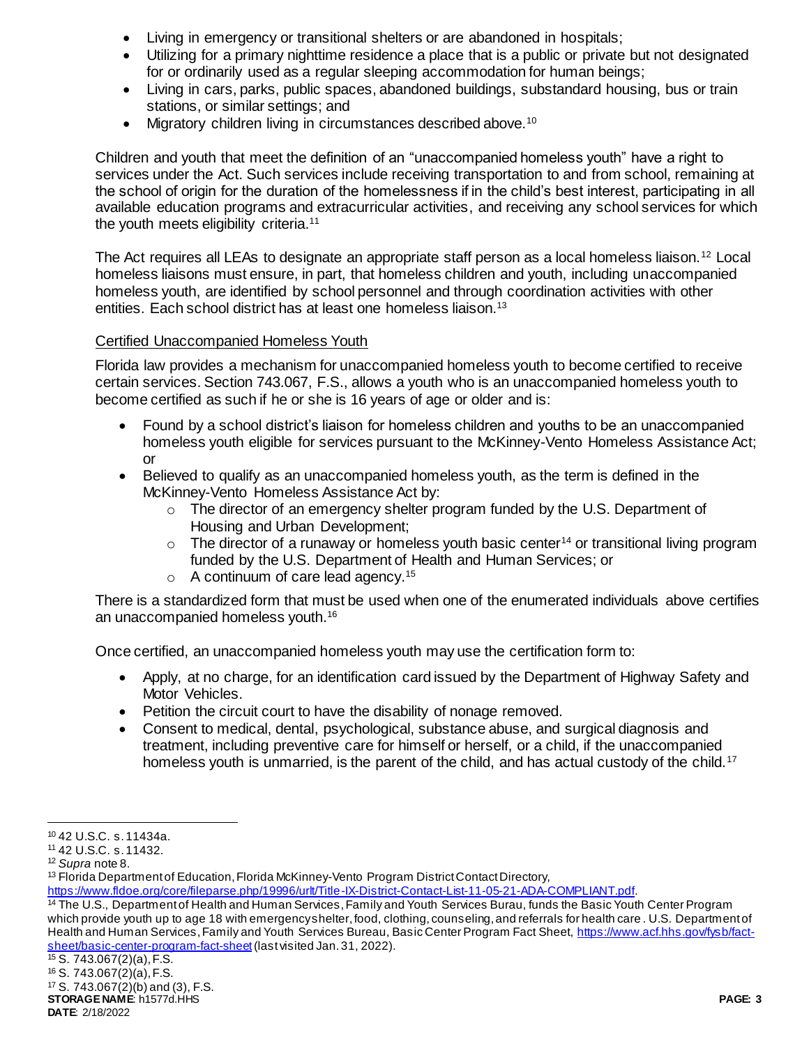- Living in emergency or transitional shelters or are abandoned in hospitals;
- Utilizing for a primary nighttime residence a place that is a public or private but not designated for or ordinarily used as a regular sleeping accommodation for human beings;
- Living in cars, parks, public spaces, abandoned buildings, substandard housing, bus or train stations, or similar settings; and
- Migratory children living in circumstances described above.[10]

Children and youth that meet the definition of an "unaccompanied homeless youth" have a right to services under the Act. Such services include receiving transportation to and from school, remaining at the school of origin for the duration of the homelessness if in the child's best interest, participating in all available education programs and extracurricular activities, and receiving any school services for which the youth meets eligibility criteria.[11]

The Act requires all LEAs to designate an appropriate staff person as a local homeless liaison.[12] Local homeless liaisons must ensure, in part, that homeless children and youth, including unaccompanied homeless youth, are identified by school personnel and through coordination activities with other entities. Each school district has at least one homeless liaison.[13]

Certified Unaccompanied Homeless Youth

Florida law provides a mechanism for unaccompanied homeless youth to become certified to receive certain services. Section 743.067, F.S., allows a youth who is an unaccompanied homeless youth to become certified as such if he or she is 16 years of age or older and is:

- Found by a school district's liaison for homeless children and youths to be an unaccompanied homeless youth eligible for services pursuant to the McKinney-Vento Homeless Assistance Act; or
- Believed to qualify as an unaccompanied homeless youth, as the term is defined in the McKinney-Vento Homeless Assistance Act by:
  - The director of an emergency shelter program funded by the U.S. Department of Housing and Urban Development;
  - The director of a runaway or homeless youth basic center[14] or transitional living program funded by the U.S. Department of Health and Human Services; or
  - A continuum of care lead agency.[15]

There is a standardized form that must be used when one of the enumerated individuals above certifies an unaccompanied homeless youth.[16]

Once certified, an unaccompanied homeless youth may use the certification form to:

- Apply, at no charge, for an identification card issued by the Department of Highway Safety and Motor Vehicles.
- Petition the circuit court to have the disability of nonage removed.
- Consent to medical, dental, psychological, substance abuse, and surgical diagnosis and treatment, including preventive care for himself or herself, or a child, if the unaccompanied homeless youth is unmarried, is the parent of the child, and has actual custody of the child.[17]

---

[10] 42 U.S.C. s. 11434a.

[11] 42 U.S.C. s. 11432.

[12] *Supra* note 8.

[13] Florida Department of Education, Florida McKinney-Vento Program District Contact Directory, https://www.fldoe.org/core/fileparse.php/19996/urlt/Title-IX-District-Contact-List-11-05-21-ADA-COMPLIANT.pdf.

[14] The U.S., Department of Health and Human Services, Family and Youth Services Burau, funds the Basic Youth Center Program which provide youth up to age 18 with emergency shelter, food, clothing, counseling, and referrals for health care. U.S. Department of Health and Human Services, Family and Youth Services Bureau, Basic Center Program Fact Sheet, https://www.acf.hhs.gov/fysb/fact-sheet/basic-center-program-fact-sheet (last visited Jan. 31, 2022).

[15] S. 743.067(2)(a), F.S.

[16] S. 743.067(2)(a), F.S.

[17] S. 743.067(2)(b) and (3), F.S.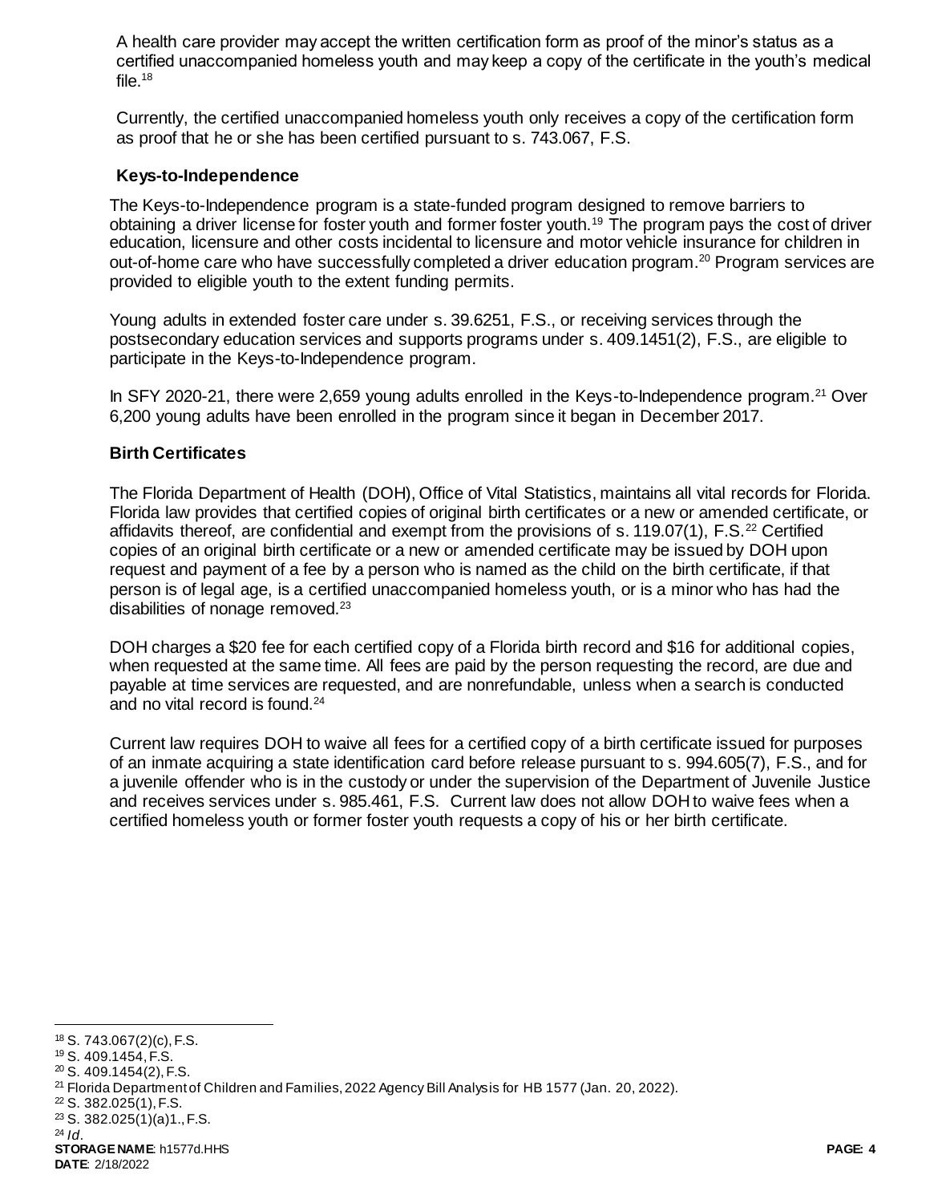A health care provider may accept the written certification form as proof of the minor's status as a certified unaccompanied homeless youth and may keep a copy of the certificate in the youth's medical file.[18]

Currently, the certified unaccompanied homeless youth only receives a copy of the certification form as proof that he or she has been certified pursuant to s. 743.067, F.S.

### Keys-to-Independence

The Keys-to-Independence program is a state-funded program designed to remove barriers to obtaining a driver license for foster youth and former foster youth.[19] The program pays the cost of driver education, licensure and other costs incidental to licensure and motor vehicle insurance for children in out-of-home care who have successfully completed a driver education program.[20] Program services are provided to eligible youth to the extent funding permits.

Young adults in extended foster care under s. 39.6251, F.S., or receiving services through the postsecondary education services and supports programs under s. 409.1451(2), F.S., are eligible to participate in the Keys-to-Independence program.

In SFY 2020-21, there were 2,659 young adults enrolled in the Keys-to-Independence program.[21] Over 6,200 young adults have been enrolled in the program since it began in December 2017.

### Birth Certificates

The Florida Department of Health (DOH), Office of Vital Statistics, maintains all vital records for Florida. Florida law provides that certified copies of original birth certificates or a new or amended certificate, or affidavits thereof, are confidential and exempt from the provisions of s. 119.07(1), F.S.[22] Certified copies of an original birth certificate or a new or amended certificate may be issued by DOH upon request and payment of a fee by a person who is named as the child on the birth certificate, if that person is of legal age, is a certified unaccompanied homeless youth, or is a minor who has had the disabilities of nonage removed.[23]

DOH charges a $20 fee for each certified copy of a Florida birth record and $16 for additional copies, when requested at the same time. All fees are paid by the person requesting the record, are due and payable at time services are requested, and are nonrefundable, unless when a search is conducted and no vital record is found.[24]

Current law requires DOH to waive all fees for a certified copy of a birth certificate issued for purposes of an inmate acquiring a state identification card before release pursuant to s. 994.605(7), F.S., and for a juvenile offender who is in the custody or under the supervision of the Department of Juvenile Justice and receives services under s. 985.461, F.S. Current law does not allow DOH to waive fees when a certified homeless youth or former foster youth requests a copy of his or her birth certificate.

---

[18] S. 743.067(2)(c), F.S.
[19] S. 409.1454, F.S.
[20] S. 409.1454(2), F.S.
[21] Florida Department of Children and Families, 2022 Agency Bill Analysis for HB 1577 (Jan. 20, 2022).
[22] S. 382.025(1), F.S.
[23] S. 382.025(1)(a)1., F.S.
[24] *Id.*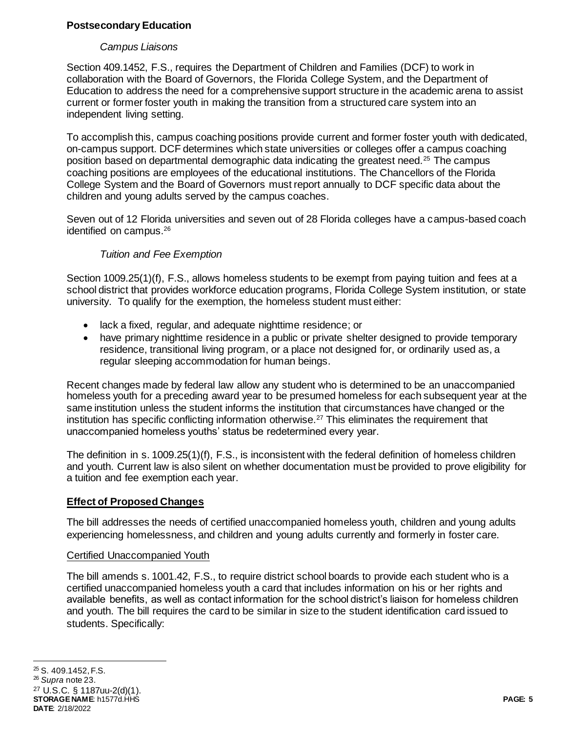### Postsecondary Education

#### *Campus Liaisons*

Section 409.1452, F.S., requires the Department of Children and Families (DCF) to work in collaboration with the Board of Governors, the Florida College System, and the Department of Education to address the need for a comprehensive support structure in the academic arena to assist current or former foster youth in making the transition from a structured care system into an independent living setting.

To accomplish this, campus coaching positions provide current and former foster youth with dedicated, on-campus support. DCF determines which state universities or colleges offer a campus coaching position based on departmental demographic data indicating the greatest need.[25] The campus coaching positions are employees of the educational institutions. The Chancellors of the Florida College System and the Board of Governors must report annually to DCF specific data about the children and young adults served by the campus coaches.

Seven out of 12 Florida universities and seven out of 28 Florida colleges have a campus-based coach identified on campus.[26]

#### *Tuition and Fee Exemption*

Section 1009.25(1)(f), F.S., allows homeless students to be exempt from paying tuition and fees at a school district that provides workforce education programs, Florida College System institution, or state university. To qualify for the exemption, the homeless student must either:

- lack a fixed, regular, and adequate nighttime residence; or
- have primary nighttime residence in a public or private shelter designed to provide temporary residence, transitional living program, or a place not designed for, or ordinarily used as, a regular sleeping accommodation for human beings.

Recent changes made by federal law allow any student who is determined to be an unaccompanied homeless youth for a preceding award year to be presumed homeless for each subsequent year at the same institution unless the student informs the institution that circumstances have changed or the institution has specific conflicting information otherwise.[27] This eliminates the requirement that unaccompanied homeless youths' status be redetermined every year.

The definition in s. 1009.25(1)(f), F.S., is inconsistent with the federal definition of homeless children and youth. Current law is also silent on whether documentation must be provided to prove eligibility for a tuition and fee exemption each year.

## Effect of Proposed Changes

The bill addresses the needs of certified unaccompanied homeless youth, children and young adults experiencing homelessness, and children and young adults currently and formerly in foster care.

### Certified Unaccompanied Youth

The bill amends s. 1001.42, F.S., to require district school boards to provide each student who is a certified unaccompanied homeless youth a card that includes information on his or her rights and available benefits, as well as contact information for the school district's liaison for homeless children and youth. The bill requires the card to be similar in size to the student identification card issued to students. Specifically:

---

[25] S. 409.1452, F.S.

[26] *Supra* note 23.

[27] U.S.C. § 1187uu-2(d)(1).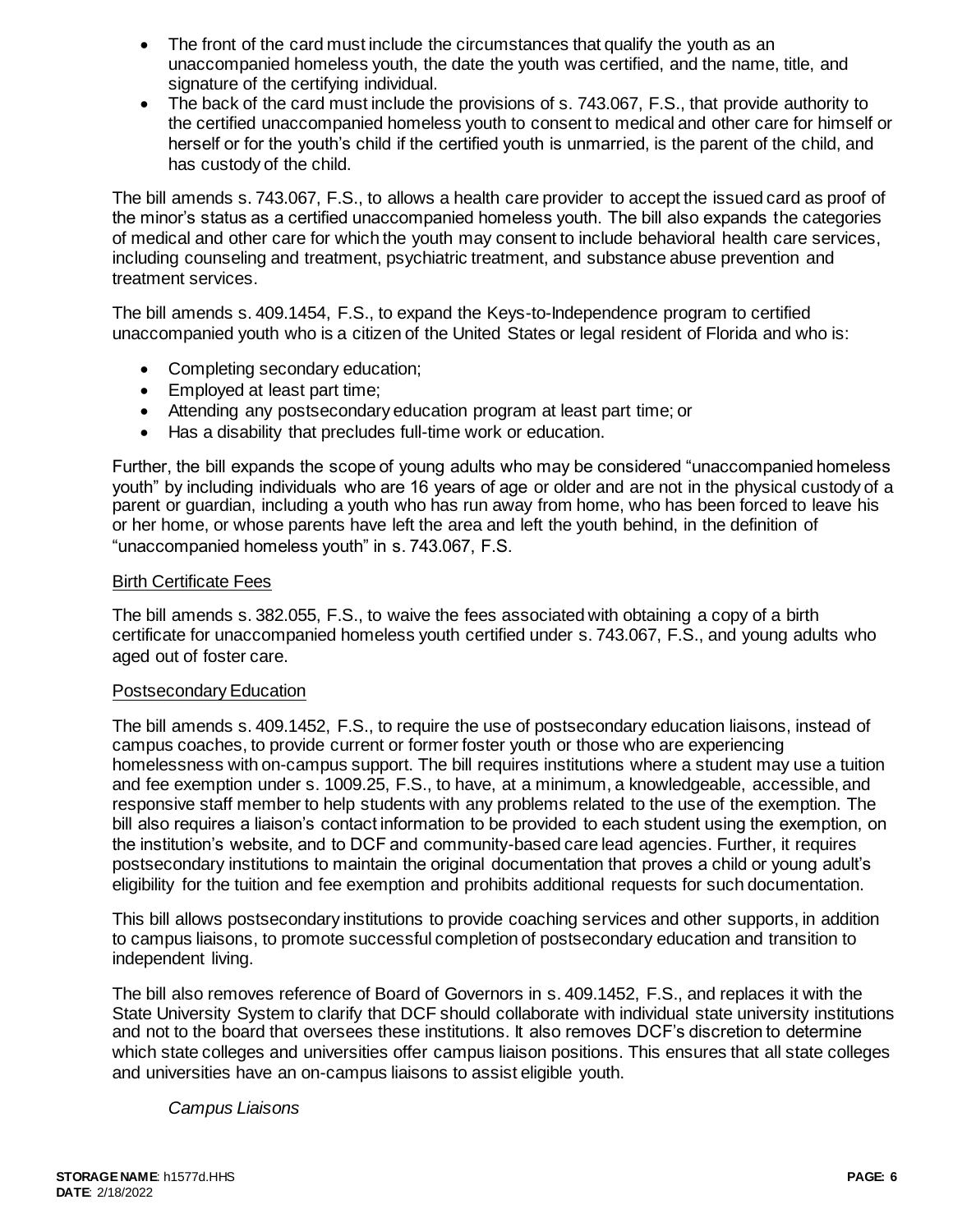- The front of the card must include the circumstances that qualify the youth as an unaccompanied homeless youth, the date the youth was certified, and the name, title, and signature of the certifying individual.
- The back of the card must include the provisions of s. 743.067, F.S., that provide authority to the certified unaccompanied homeless youth to consent to medical and other care for himself or herself or for the youth's child if the certified youth is unmarried, is the parent of the child, and has custody of the child.

The bill amends s. 743.067, F.S., to allows a health care provider to accept the issued card as proof of the minor's status as a certified unaccompanied homeless youth. The bill also expands the categories of medical and other care for which the youth may consent to include behavioral health care services, including counseling and treatment, psychiatric treatment, and substance abuse prevention and treatment services.

The bill amends s. 409.1454, F.S., to expand the Keys-to-Independence program to certified unaccompanied youth who is a citizen of the United States or legal resident of Florida and who is:

- Completing secondary education;
- Employed at least part time;
- Attending any postsecondary education program at least part time; or
- Has a disability that precludes full-time work or education.

Further, the bill expands the scope of young adults who may be considered "unaccompanied homeless youth" by including individuals who are 16 years of age or older and are not in the physical custody of a parent or guardian, including a youth who has run away from home, who has been forced to leave his or her home, or whose parents have left the area and left the youth behind, in the definition of "unaccompanied homeless youth" in s. 743.067, F.S.

Birth Certificate Fees

The bill amends s. 382.055, F.S., to waive the fees associated with obtaining a copy of a birth certificate for unaccompanied homeless youth certified under s. 743.067, F.S., and young adults who aged out of foster care.

Postsecondary Education

The bill amends s. 409.1452, F.S., to require the use of postsecondary education liaisons, instead of campus coaches, to provide current or former foster youth or those who are experiencing homelessness with on-campus support. The bill requires institutions where a student may use a tuition and fee exemption under s. 1009.25, F.S., to have, at a minimum, a knowledgeable, accessible, and responsive staff member to help students with any problems related to the use of the exemption. The bill also requires a liaison's contact information to be provided to each student using the exemption, on the institution's website, and to DCF and community-based care lead agencies. Further, it requires postsecondary institutions to maintain the original documentation that proves a child or young adult's eligibility for the tuition and fee exemption and prohibits additional requests for such documentation.

This bill allows postsecondary institutions to provide coaching services and other supports, in addition to campus liaisons, to promote successful completion of postsecondary education and transition to independent living.

The bill also removes reference of Board of Governors in s. 409.1452, F.S., and replaces it with the State University System to clarify that DCF should collaborate with individual state university institutions and not to the board that oversees these institutions. It also removes DCF's discretion to determine which state colleges and universities offer campus liaison positions. This ensures that all state colleges and universities have an on-campus liaisons to assist eligible youth.

*Campus Liaisons*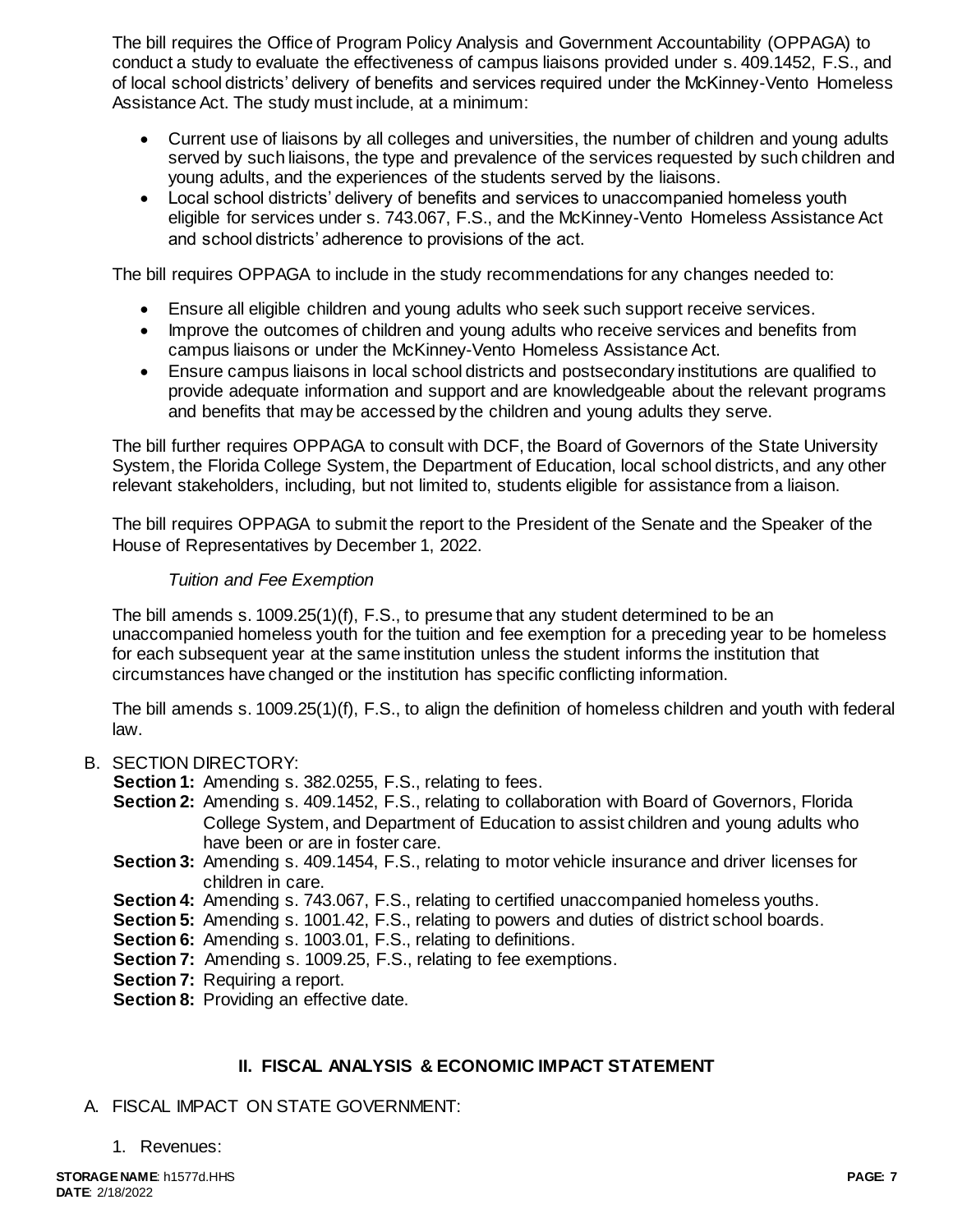The bill requires the Office of Program Policy Analysis and Government Accountability (OPPAGA) to conduct a study to evaluate the effectiveness of campus liaisons provided under s. 409.1452, F.S., and of local school districts' delivery of benefits and services required under the McKinney-Vento Homeless Assistance Act. The study must include, at a minimum:

- Current use of liaisons by all colleges and universities, the number of children and young adults served by such liaisons, the type and prevalence of the services requested by such children and young adults, and the experiences of the students served by the liaisons.
- Local school districts' delivery of benefits and services to unaccompanied homeless youth eligible for services under s. 743.067, F.S., and the McKinney-Vento Homeless Assistance Act and school districts' adherence to provisions of the act.

The bill requires OPPAGA to include in the study recommendations for any changes needed to:

- Ensure all eligible children and young adults who seek such support receive services.
- Improve the outcomes of children and young adults who receive services and benefits from campus liaisons or under the McKinney-Vento Homeless Assistance Act.
- Ensure campus liaisons in local school districts and postsecondary institutions are qualified to provide adequate information and support and are knowledgeable about the relevant programs and benefits that may be accessed by the children and young adults they serve.

The bill further requires OPPAGA to consult with DCF, the Board of Governors of the State University System, the Florida College System, the Department of Education, local school districts, and any other relevant stakeholders, including, but not limited to, students eligible for assistance from a liaison.

The bill requires OPPAGA to submit the report to the President of the Senate and the Speaker of the House of Representatives by December 1, 2022.

*Tuition and Fee Exemption*

The bill amends s. 1009.25(1)(f), F.S., to presume that any student determined to be an unaccompanied homeless youth for the tuition and fee exemption for a preceding year to be homeless for each subsequent year at the same institution unless the student informs the institution that circumstances have changed or the institution has specific conflicting information.

The bill amends s. 1009.25(1)(f), F.S., to align the definition of homeless children and youth with federal law.

B. SECTION DIRECTORY:

**Section 1:** Amending s. 382.0255, F.S., relating to fees.
**Section 2:** Amending s. 409.1452, F.S., relating to collaboration with Board of Governors, Florida College System, and Department of Education to assist children and young adults who have been or are in foster care.
**Section 3:** Amending s. 409.1454, F.S., relating to motor vehicle insurance and driver licenses for children in care.
**Section 4:** Amending s. 743.067, F.S., relating to certified unaccompanied homeless youths.
**Section 5:** Amending s. 1001.42, F.S., relating to powers and duties of district school boards.
**Section 6:** Amending s. 1003.01, F.S., relating to definitions.
**Section 7:** Amending s. 1009.25, F.S., relating to fee exemptions.
**Section 7:** Requiring a report.
**Section 8:** Providing an effective date.

## II. FISCAL ANALYSIS & ECONOMIC IMPACT STATEMENT

A. FISCAL IMPACT ON STATE GOVERNMENT:

1. Revenues: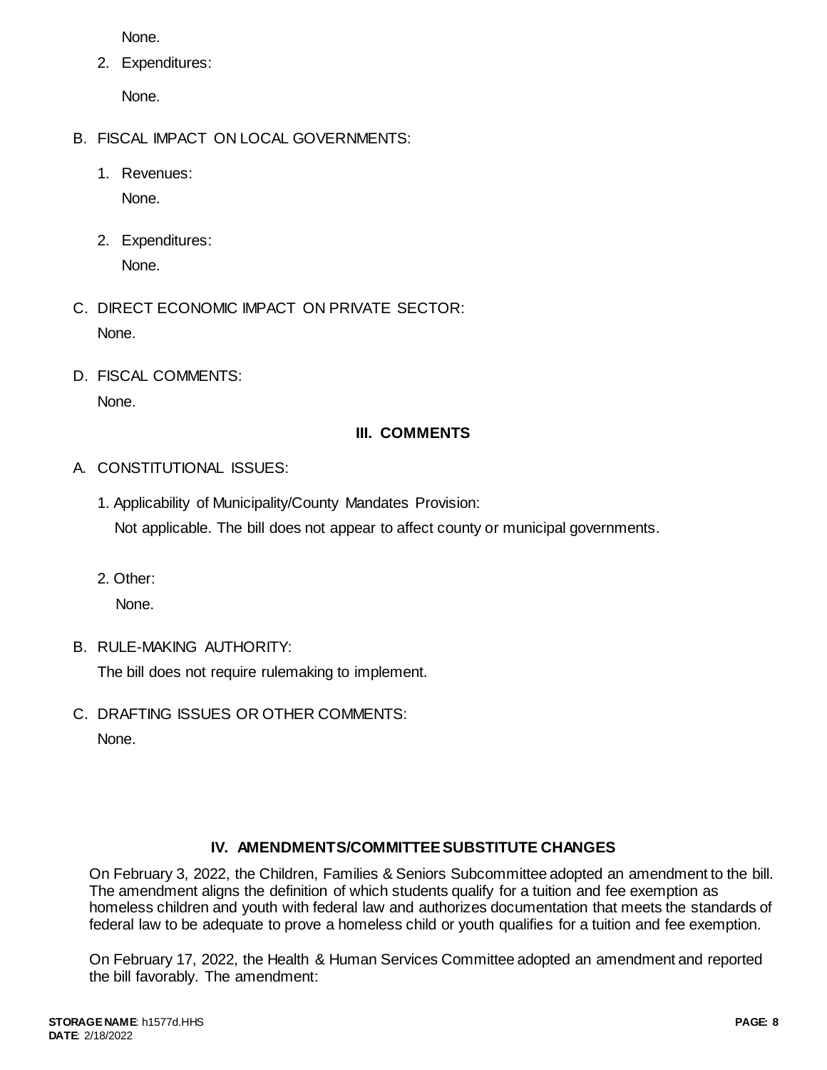None.

2. Expenditures:

   None.

B. FISCAL IMPACT ON LOCAL GOVERNMENTS:

   1. Revenues:

      None.

   2. Expenditures:

      None.

C. DIRECT ECONOMIC IMPACT ON PRIVATE SECTOR:

   None.

D. FISCAL COMMENTS:

   None.

## III. COMMENTS

A. CONSTITUTIONAL ISSUES:

   1. Applicability of Municipality/County Mandates Provision:

      Not applicable. The bill does not appear to affect county or municipal governments.

   2. Other:

      None.

B. RULE-MAKING AUTHORITY:

   The bill does not require rulemaking to implement.

C. DRAFTING ISSUES OR OTHER COMMENTS:

   None.

## IV. AMENDMENTS/COMMITTEE SUBSTITUTE CHANGES

On February 3, 2022, the Children, Families & Seniors Subcommittee adopted an amendment to the bill. The amendment aligns the definition of which students qualify for a tuition and fee exemption as homeless children and youth with federal law and authorizes documentation that meets the standards of federal law to be adequate to prove a homeless child or youth qualifies for a tuition and fee exemption.

On February 17, 2022, the Health & Human Services Committee adopted an amendment and reported the bill favorably. The amendment: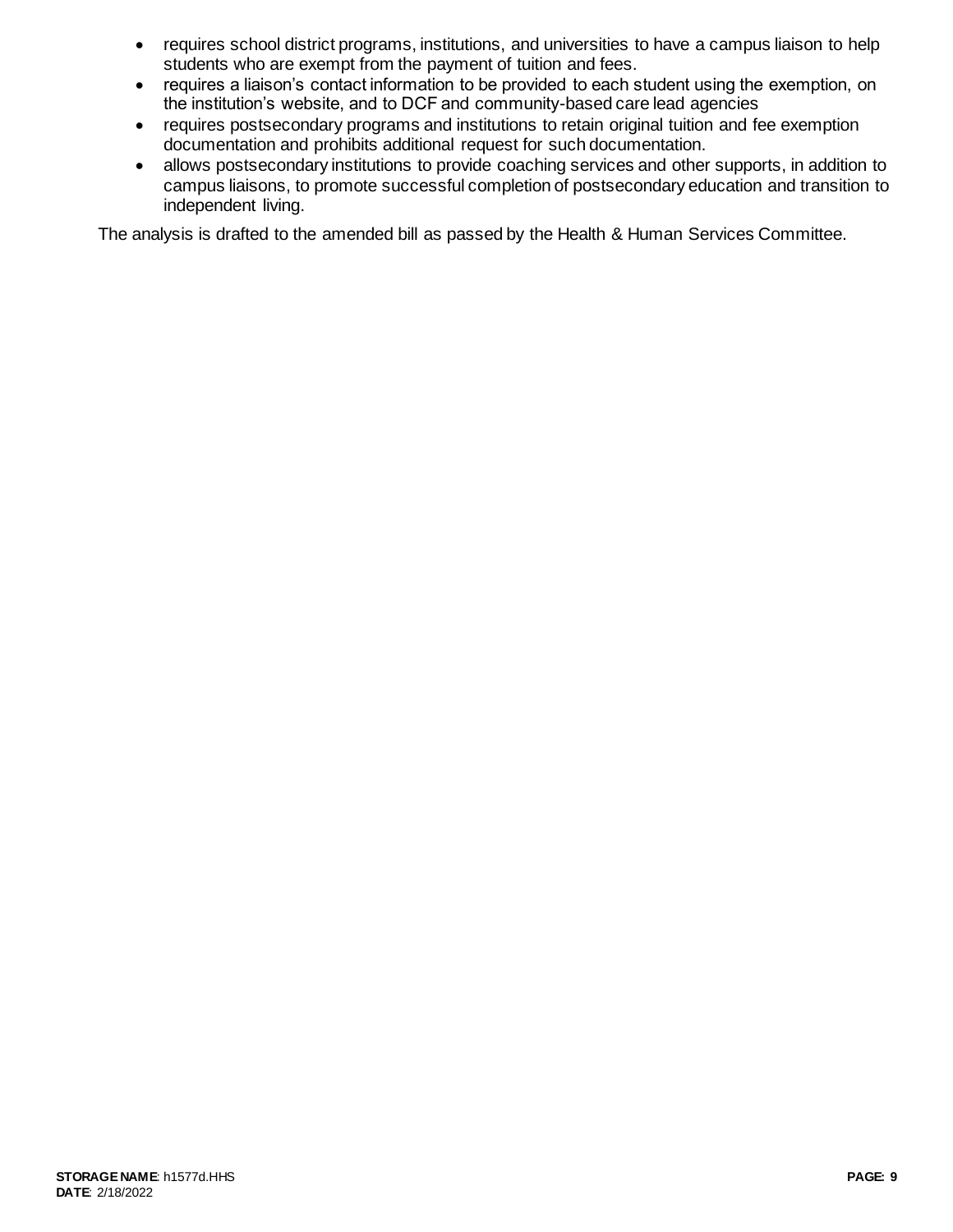- requires school district programs, institutions, and universities to have a campus liaison to help students who are exempt from the payment of tuition and fees.
- requires a liaison's contact information to be provided to each student using the exemption, on the institution's website, and to DCF and community-based care lead agencies
- requires postsecondary programs and institutions to retain original tuition and fee exemption documentation and prohibits additional request for such documentation.
- allows postsecondary institutions to provide coaching services and other supports, in addition to campus liaisons, to promote successful completion of postsecondary education and transition to independent living.

The analysis is drafted to the amended bill as passed by the Health & Human Services Committee.